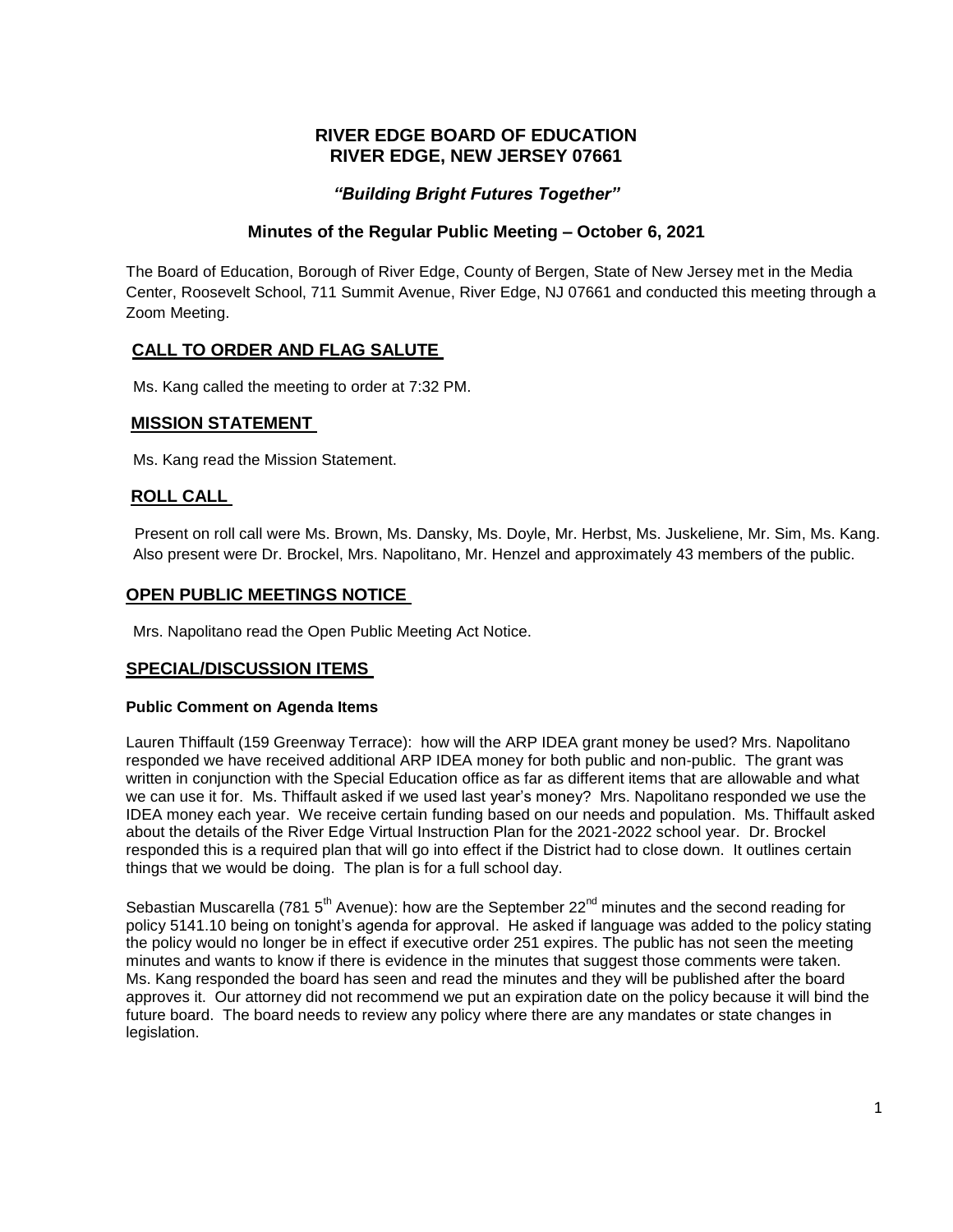# RIVER EDGE BOARD OF EDUCATION
# RIVER EDGE, NEW JERSEY 07661

### *"Building Bright Futures Together"*

### Minutes of the Regular Public Meeting – October 6, 2021

The Board of Education, Borough of River Edge, County of Bergen, State of New Jersey met in the Media Center, Roosevelt School, 711 Summit Avenue, River Edge, NJ 07661 and conducted this meeting through a Zoom Meeting.

## CALL TO ORDER AND FLAG SALUTE

Ms. Kang called the meeting to order at 7:32 PM.

## MISSION STATEMENT

Ms. Kang read the Mission Statement.

## ROLL CALL

Present on roll call were Ms. Brown, Ms. Dansky, Ms. Doyle, Mr. Herbst, Ms. Juskeliene, Mr. Sim, Ms. Kang. Also present were Dr. Brockel, Mrs. Napolitano, Mr. Henzel and approximately 43 members of the public.

## OPEN PUBLIC MEETINGS NOTICE

Mrs. Napolitano read the Open Public Meeting Act Notice.

## SPECIAL/DISCUSSION ITEMS

#### Public Comment on Agenda Items

Lauren Thiffault (159 Greenway Terrace): how will the ARP IDEA grant money be used? Mrs. Napolitano responded we have received additional ARP IDEA money for both public and non-public. The grant was written in conjunction with the Special Education office as far as different items that are allowable and what we can use it for. Ms. Thiffault asked if we used last year's money? Mrs. Napolitano responded we use the IDEA money each year. We receive certain funding based on our needs and population. Ms. Thiffault asked about the details of the River Edge Virtual Instruction Plan for the 2021-2022 school year. Dr. Brockel responded this is a required plan that will go into effect if the District had to close down. It outlines certain things that we would be doing. The plan is for a full school day.

Sebastian Muscarella (781 5th Avenue): how are the September 22nd minutes and the second reading for policy 5141.10 being on tonight's agenda for approval. He asked if language was added to the policy stating the policy would no longer be in effect if executive order 251 expires. The public has not seen the meeting minutes and wants to know if there is evidence in the minutes that suggest those comments were taken. Ms. Kang responded the board has seen and read the minutes and they will be published after the board approves it. Our attorney did not recommend we put an expiration date on the policy because it will bind the future board. The board needs to review any policy where there are any mandates or state changes in legislation.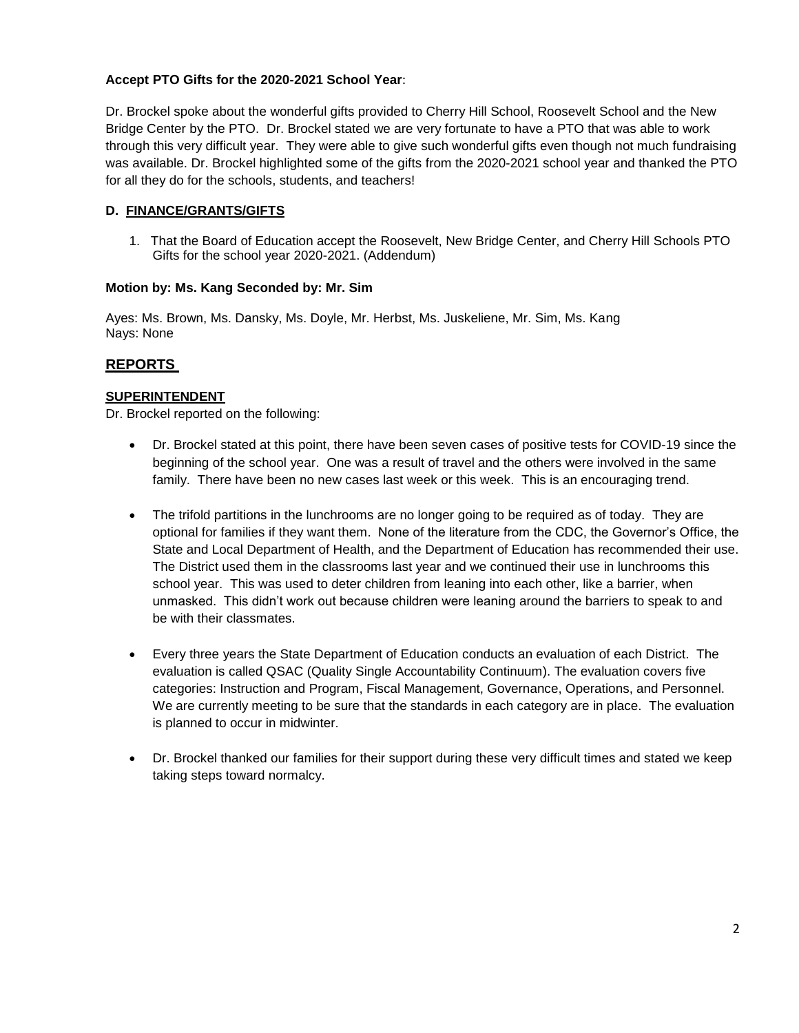**Accept PTO Gifts for the 2020-2021 School Year**:

Dr. Brockel spoke about the wonderful gifts provided to Cherry Hill School, Roosevelt School and the New Bridge Center by the PTO. Dr. Brockel stated we are very fortunate to have a PTO that was able to work through this very difficult year. They were able to give such wonderful gifts even though not much fundraising was available. Dr. Brockel highlighted some of the gifts from the 2020-2021 school year and thanked the PTO for all they do for the schools, students, and teachers!

### D. FINANCE/GRANTS/GIFTS

1. That the Board of Education accept the Roosevelt, New Bridge Center, and Cherry Hill Schools PTO Gifts for the school year 2020-2021. (Addendum)

**Motion by: Ms. Kang Seconded by: Mr. Sim**

Ayes: Ms. Brown, Ms. Dansky, Ms. Doyle, Mr. Herbst, Ms. Juskeliene, Mr. Sim, Ms. Kang
Nays: None

## REPORTS

### SUPERINTENDENT

Dr. Brockel reported on the following:

- Dr. Brockel stated at this point, there have been seven cases of positive tests for COVID-19 since the beginning of the school year. One was a result of travel and the others were involved in the same family. There have been no new cases last week or this week. This is an encouraging trend.

- The trifold partitions in the lunchrooms are no longer going to be required as of today. They are optional for families if they want them. None of the literature from the CDC, the Governor's Office, the State and Local Department of Health, and the Department of Education has recommended their use. The District used them in the classrooms last year and we continued their use in lunchrooms this school year. This was used to deter children from leaning into each other, like a barrier, when unmasked. This didn't work out because children were leaning around the barriers to speak to and be with their classmates.

- Every three years the State Department of Education conducts an evaluation of each District. The evaluation is called QSAC (Quality Single Accountability Continuum). The evaluation covers five categories: Instruction and Program, Fiscal Management, Governance, Operations, and Personnel. We are currently meeting to be sure that the standards in each category are in place. The evaluation is planned to occur in midwinter.

- Dr. Brockel thanked our families for their support during these very difficult times and stated we keep taking steps toward normalcy.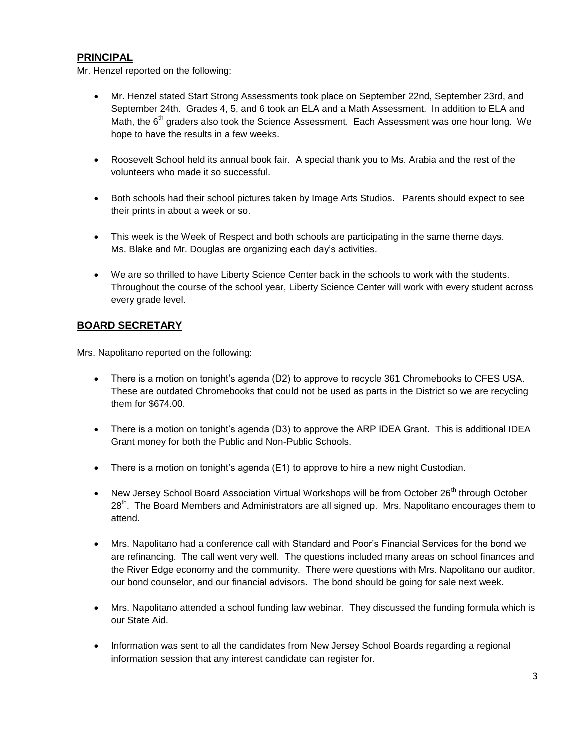## PRINCIPAL

Mr. Henzel reported on the following:

- Mr. Henzel stated Start Strong Assessments took place on September 22nd, September 23rd, and September 24th. Grades 4, 5, and 6 took an ELA and a Math Assessment. In addition to ELA and Math, the 6th graders also took the Science Assessment. Each Assessment was one hour long. We hope to have the results in a few weeks.

- Roosevelt School held its annual book fair. A special thank you to Ms. Arabia and the rest of the volunteers who made it so successful.

- Both schools had their school pictures taken by Image Arts Studios. Parents should expect to see their prints in about a week or so.

- This week is the Week of Respect and both schools are participating in the same theme days. Ms. Blake and Mr. Douglas are organizing each day's activities.

- We are so thrilled to have Liberty Science Center back in the schools to work with the students. Throughout the course of the school year, Liberty Science Center will work with every student across every grade level.

## BOARD SECRETARY

Mrs. Napolitano reported on the following:

- There is a motion on tonight's agenda (D2) to approve to recycle 361 Chromebooks to CFES USA. These are outdated Chromebooks that could not be used as parts in the District so we are recycling them for $674.00.

- There is a motion on tonight's agenda (D3) to approve the ARP IDEA Grant. This is additional IDEA Grant money for both the Public and Non-Public Schools.

- There is a motion on tonight's agenda (E1) to approve to hire a new night Custodian.

- New Jersey School Board Association Virtual Workshops will be from October 26th through October 28th. The Board Members and Administrators are all signed up. Mrs. Napolitano encourages them to attend.

- Mrs. Napolitano had a conference call with Standard and Poor's Financial Services for the bond we are refinancing. The call went very well. The questions included many areas on school finances and the River Edge economy and the community. There were questions with Mrs. Napolitano our auditor, our bond counselor, and our financial advisors. The bond should be going for sale next week.

- Mrs. Napolitano attended a school funding law webinar. They discussed the funding formula which is our State Aid.

- Information was sent to all the candidates from New Jersey School Boards regarding a regional information session that any interest candidate can register for.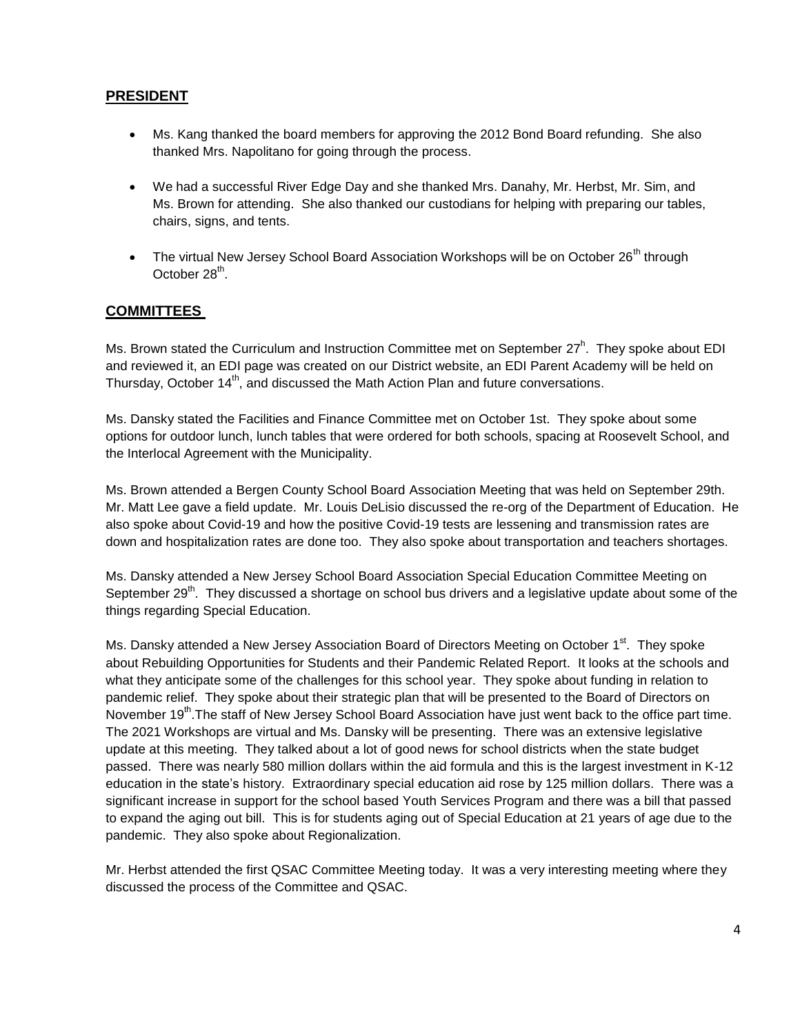## PRESIDENT

- Ms. Kang thanked the board members for approving the 2012 Bond Board refunding. She also thanked Mrs. Napolitano for going through the process.
- We had a successful River Edge Day and she thanked Mrs. Danahy, Mr. Herbst, Mr. Sim, and Ms. Brown for attending. She also thanked our custodians for helping with preparing our tables, chairs, signs, and tents.
- The virtual New Jersey School Board Association Workshops will be on October 26th through October 28th.

## COMMITTEES

Ms. Brown stated the Curriculum and Instruction Committee met on September 27h. They spoke about EDI and reviewed it, an EDI page was created on our District website, an EDI Parent Academy will be held on Thursday, October 14th, and discussed the Math Action Plan and future conversations.

Ms. Dansky stated the Facilities and Finance Committee met on October 1st. They spoke about some options for outdoor lunch, lunch tables that were ordered for both schools, spacing at Roosevelt School, and the Interlocal Agreement with the Municipality.

Ms. Brown attended a Bergen County School Board Association Meeting that was held on September 29th. Mr. Matt Lee gave a field update. Mr. Louis DeLisio discussed the re-org of the Department of Education. He also spoke about Covid-19 and how the positive Covid-19 tests are lessening and transmission rates are down and hospitalization rates are done too. They also spoke about transportation and teachers shortages.

Ms. Dansky attended a New Jersey School Board Association Special Education Committee Meeting on September 29th. They discussed a shortage on school bus drivers and a legislative update about some of the things regarding Special Education.

Ms. Dansky attended a New Jersey Association Board of Directors Meeting on October 1st. They spoke about Rebuilding Opportunities for Students and their Pandemic Related Report. It looks at the schools and what they anticipate some of the challenges for this school year. They spoke about funding in relation to pandemic relief. They spoke about their strategic plan that will be presented to the Board of Directors on November 19th.The staff of New Jersey School Board Association have just went back to the office part time. The 2021 Workshops are virtual and Ms. Dansky will be presenting. There was an extensive legislative update at this meeting. They talked about a lot of good news for school districts when the state budget passed. There was nearly 580 million dollars within the aid formula and this is the largest investment in K-12 education in the state's history. Extraordinary special education aid rose by 125 million dollars. There was a significant increase in support for the school based Youth Services Program and there was a bill that passed to expand the aging out bill. This is for students aging out of Special Education at 21 years of age due to the pandemic. They also spoke about Regionalization.

Mr. Herbst attended the first QSAC Committee Meeting today. It was a very interesting meeting where they discussed the process of the Committee and QSAC.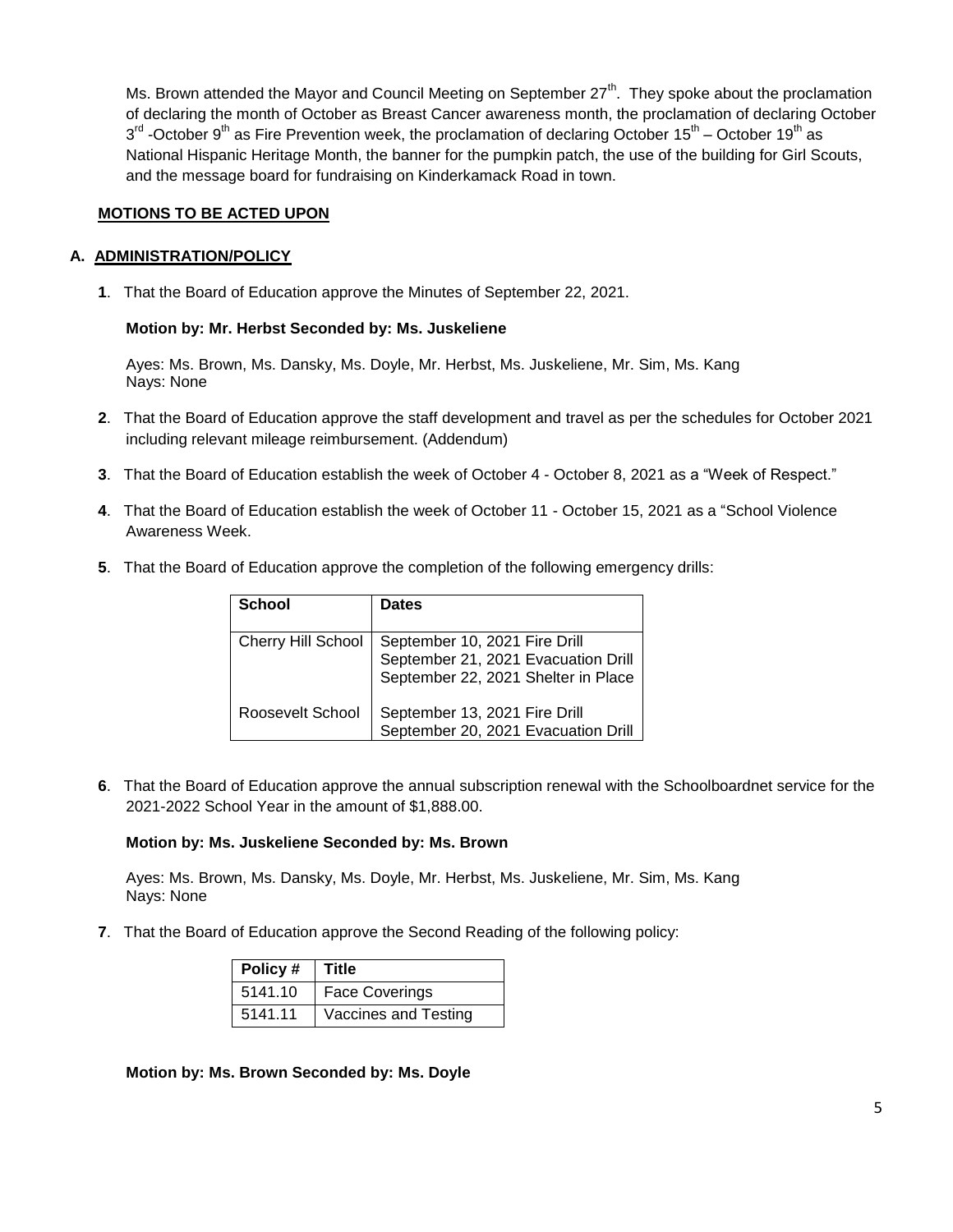Ms. Brown attended the Mayor and Council Meeting on September 27th. They spoke about the proclamation of declaring the month of October as Breast Cancer awareness month, the proclamation of declaring October 3rd -October 9th as Fire Prevention week, the proclamation of declaring October 15th – October 19th as National Hispanic Heritage Month, the banner for the pumpkin patch, the use of the building for Girl Scouts, and the message board for fundraising on Kinderkamack Road in town.

**MOTIONS TO BE ACTED UPON**

## A. ADMINISTRATION/POLICY

**1**. That the Board of Education approve the Minutes of September 22, 2021.

**Motion by: Mr. Herbst Seconded by: Ms. Juskeliene**

Ayes: Ms. Brown, Ms. Dansky, Ms. Doyle, Mr. Herbst, Ms. Juskeliene, Mr. Sim, Ms. Kang
Nays: None

**2**. That the Board of Education approve the staff development and travel as per the schedules for October 2021 including relevant mileage reimbursement. (Addendum)

**3**. That the Board of Education establish the week of October 4 - October 8, 2021 as a "Week of Respect."

**4**. That the Board of Education establish the week of October 11 - October 15, 2021 as a "School Violence Awareness Week.

**5**. That the Board of Education approve the completion of the following emergency drills:

| School | Dates |
|---|---|
| Cherry Hill School | September 10, 2021 Fire Drill<br>September 21, 2021 Evacuation Drill<br>September 22, 2021 Shelter in Place |
| Roosevelt School | September 13, 2021 Fire Drill<br>September 20, 2021 Evacuation Drill |

**6**. That the Board of Education approve the annual subscription renewal with the Schoolboardnet service for the 2021-2022 School Year in the amount of $1,888.00.

**Motion by: Ms. Juskeliene Seconded by: Ms. Brown**

Ayes: Ms. Brown, Ms. Dansky, Ms. Doyle, Mr. Herbst, Ms. Juskeliene, Mr. Sim, Ms. Kang
Nays: None

**7**. That the Board of Education approve the Second Reading of the following policy:

| Policy # | Title |
|---|---|
| 5141.10 | Face Coverings |
| 5141.11 | Vaccines and Testing |

**Motion by: Ms. Brown Seconded by: Ms. Doyle**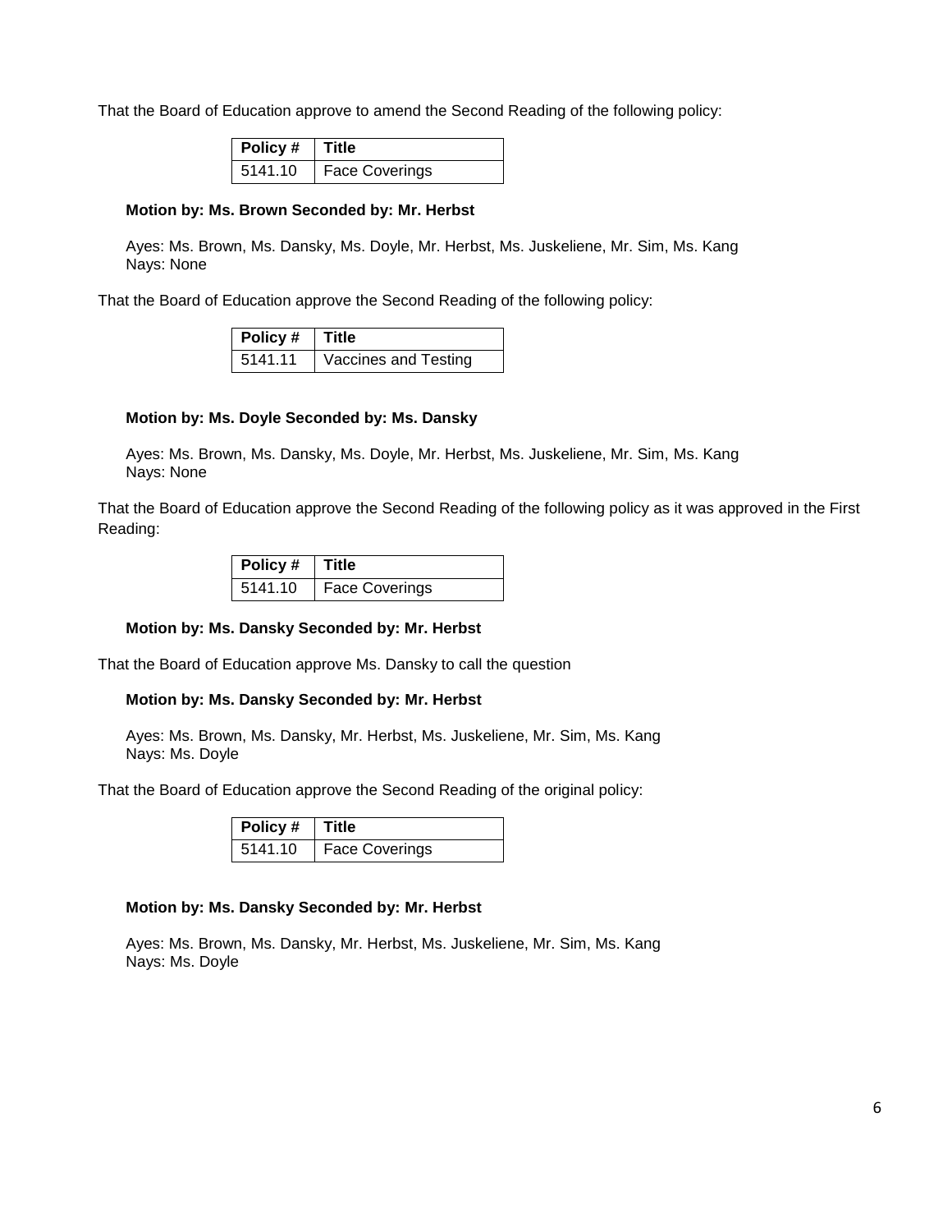That the Board of Education approve to amend the Second Reading of the following policy:

| Policy # | Title |
|---|---|
| 5141.10 | Face Coverings |

**Motion by: Ms. Brown Seconded by: Mr. Herbst**

Ayes: Ms. Brown, Ms. Dansky, Ms. Doyle, Mr. Herbst, Ms. Juskeliene, Mr. Sim, Ms. Kang
Nays: None

That the Board of Education approve the Second Reading of the following policy:

| Policy # | Title |
|---|---|
| 5141.11 | Vaccines and Testing |

**Motion by: Ms. Doyle Seconded by: Ms. Dansky**

Ayes: Ms. Brown, Ms. Dansky, Ms. Doyle, Mr. Herbst, Ms. Juskeliene, Mr. Sim, Ms. Kang
Nays: None

That the Board of Education approve the Second Reading of the following policy as it was approved in the First Reading:

| Policy # | Title |
|---|---|
| 5141.10 | Face Coverings |

**Motion by: Ms. Dansky Seconded by: Mr. Herbst**

That the Board of Education approve Ms. Dansky to call the question

**Motion by: Ms. Dansky Seconded by: Mr. Herbst**

Ayes: Ms. Brown, Ms. Dansky, Mr. Herbst, Ms. Juskeliene, Mr. Sim, Ms. Kang
Nays: Ms. Doyle

That the Board of Education approve the Second Reading of the original policy:

| Policy # | Title |
|---|---|
| 5141.10 | Face Coverings |

**Motion by: Ms. Dansky Seconded by: Mr. Herbst**

Ayes: Ms. Brown, Ms. Dansky, Mr. Herbst, Ms. Juskeliene, Mr. Sim, Ms. Kang
Nays: Ms. Doyle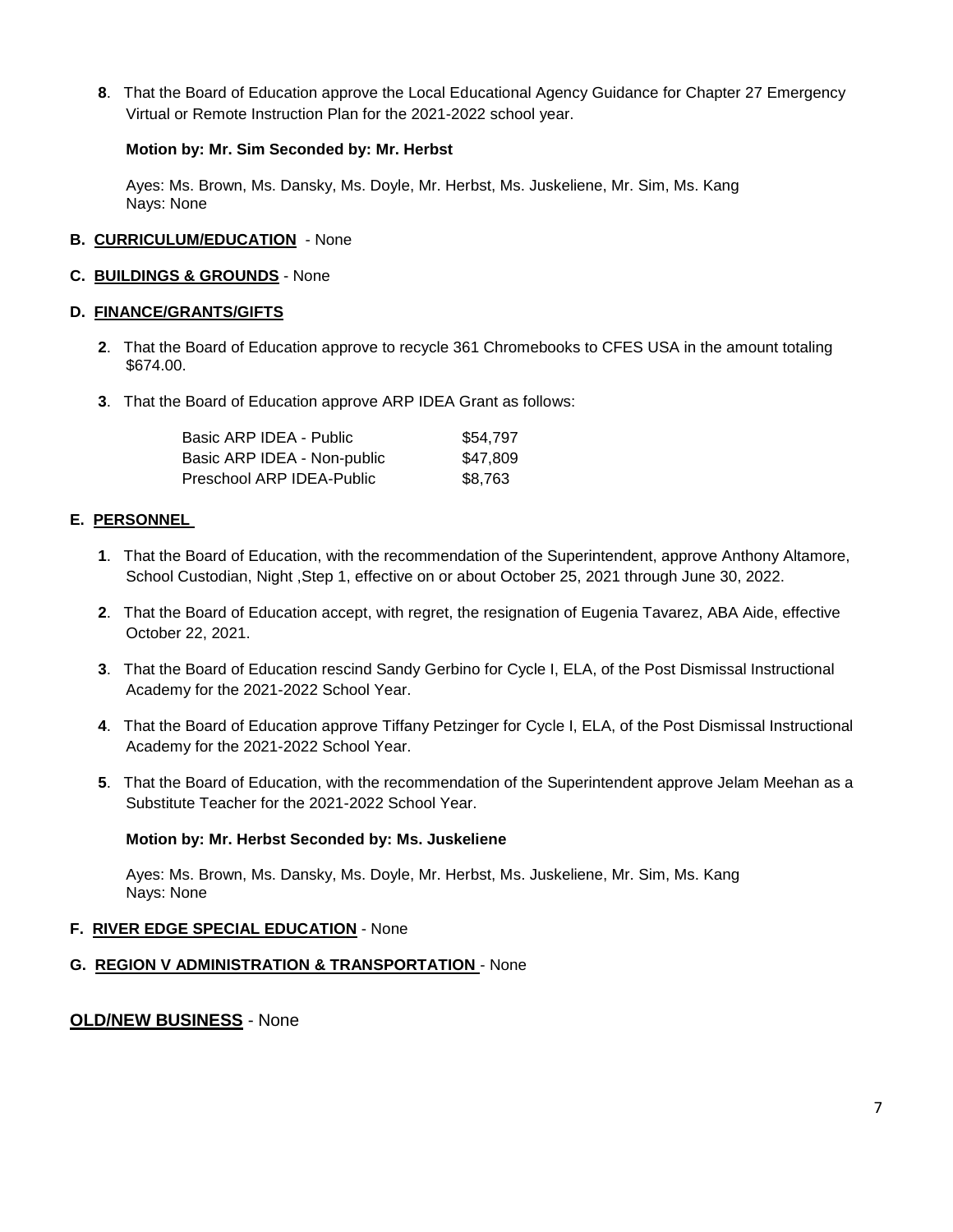**8**. That the Board of Education approve the Local Educational Agency Guidance for Chapter 27 Emergency Virtual or Remote Instruction Plan for the 2021-2022 school year.

**Motion by: Mr. Sim Seconded by: Mr. Herbst**

Ayes: Ms. Brown, Ms. Dansky, Ms. Doyle, Mr. Herbst, Ms. Juskeliene, Mr. Sim, Ms. Kang
Nays: None

**B. CURRICULUM/EDUCATION** - None

**C. BUILDINGS & GROUNDS** - None

**D. FINANCE/GRANTS/GIFTS**

**2**. That the Board of Education approve to recycle 361 Chromebooks to CFES USA in the amount totaling $674.00.

**3**. That the Board of Education approve ARP IDEA Grant as follows:

| | |
|---|---|
| Basic ARP IDEA - Public | $54,797 |
| Basic ARP IDEA - Non-public | $47,809 |
| Preschool ARP IDEA-Public | $8,763 |

**E. PERSONNEL**

**1**. That the Board of Education, with the recommendation of the Superintendent, approve Anthony Altamore, School Custodian, Night ,Step 1, effective on or about October 25, 2021 through June 30, 2022.

**2**. That the Board of Education accept, with regret, the resignation of Eugenia Tavarez, ABA Aide, effective October 22, 2021.

**3**. That the Board of Education rescind Sandy Gerbino for Cycle I, ELA, of the Post Dismissal Instructional Academy for the 2021-2022 School Year.

**4**. That the Board of Education approve Tiffany Petzinger for Cycle I, ELA, of the Post Dismissal Instructional Academy for the 2021-2022 School Year.

**5**. That the Board of Education, with the recommendation of the Superintendent approve Jelam Meehan as a Substitute Teacher for the 2021-2022 School Year.

**Motion by: Mr. Herbst Seconded by: Ms. Juskeliene**

Ayes: Ms. Brown, Ms. Dansky, Ms. Doyle, Mr. Herbst, Ms. Juskeliene, Mr. Sim, Ms. Kang
Nays: None

**F. RIVER EDGE SPECIAL EDUCATION** - None

**G. REGION V ADMINISTRATION & TRANSPORTATION** - None

## OLD/NEW BUSINESS - None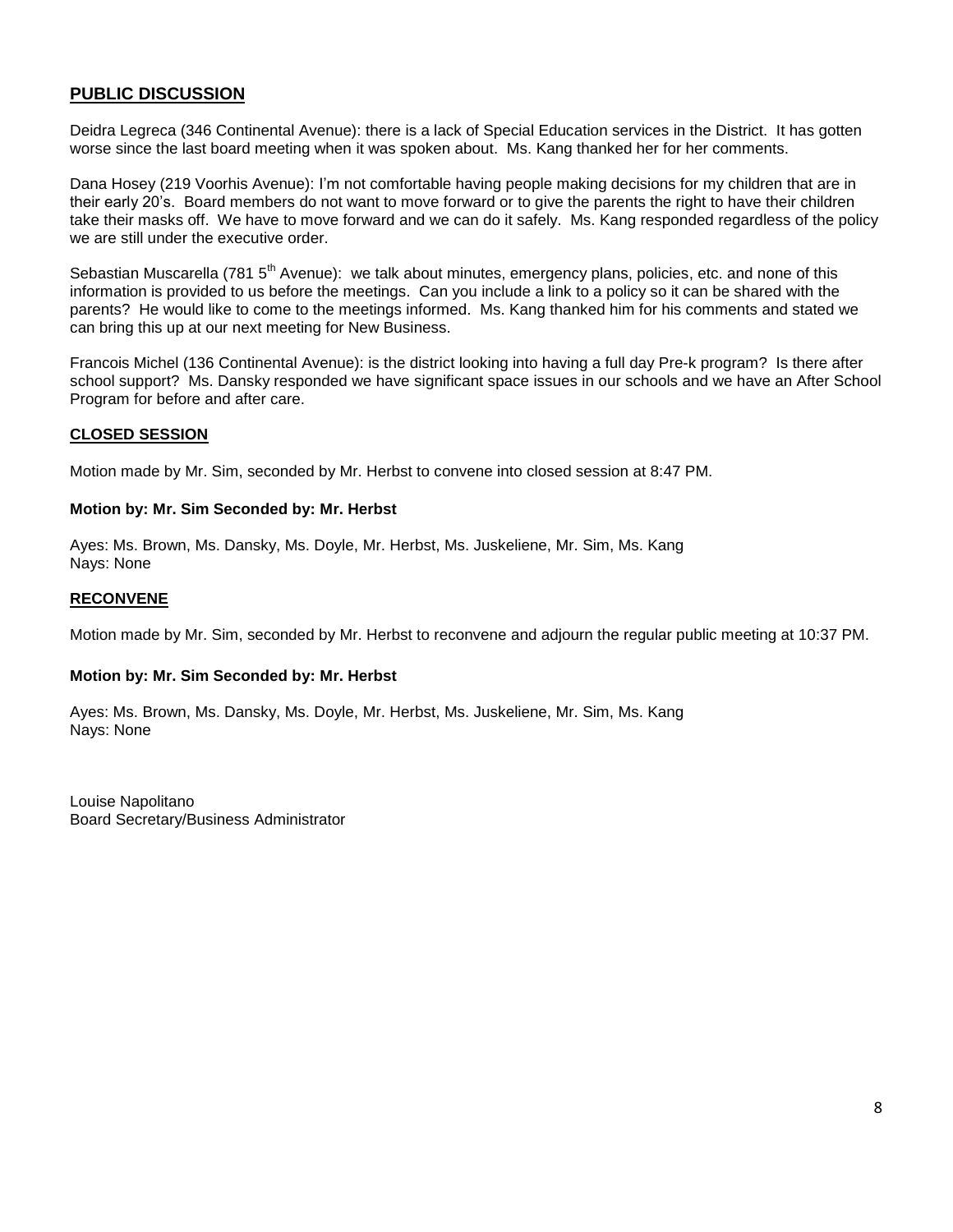## PUBLIC DISCUSSION

Deidra Legreca (346 Continental Avenue): there is a lack of Special Education services in the District. It has gotten worse since the last board meeting when it was spoken about. Ms. Kang thanked her for her comments.

Dana Hosey (219 Voorhis Avenue): I'm not comfortable having people making decisions for my children that are in their early 20's. Board members do not want to move forward or to give the parents the right to have their children take their masks off. We have to move forward and we can do it safely. Ms. Kang responded regardless of the policy we are still under the executive order.

Sebastian Muscarella (781 5th Avenue): we talk about minutes, emergency plans, policies, etc. and none of this information is provided to us before the meetings. Can you include a link to a policy so it can be shared with the parents? He would like to come to the meetings informed. Ms. Kang thanked him for his comments and stated we can bring this up at our next meeting for New Business.

Francois Michel (136 Continental Avenue): is the district looking into having a full day Pre-k program? Is there after school support? Ms. Dansky responded we have significant space issues in our schools and we have an After School Program for before and after care.

## CLOSED SESSION

Motion made by Mr. Sim, seconded by Mr. Herbst to convene into closed session at 8:47 PM.

**Motion by: Mr. Sim Seconded by: Mr. Herbst**

Ayes: Ms. Brown, Ms. Dansky, Ms. Doyle, Mr. Herbst, Ms. Juskeliene, Mr. Sim, Ms. Kang
Nays: None

## RECONVENE

Motion made by Mr. Sim, seconded by Mr. Herbst to reconvene and adjourn the regular public meeting at 10:37 PM.

**Motion by: Mr. Sim Seconded by: Mr. Herbst**

Ayes: Ms. Brown, Ms. Dansky, Ms. Doyle, Mr. Herbst, Ms. Juskeliene, Mr. Sim, Ms. Kang
Nays: None

Louise Napolitano
Board Secretary/Business Administrator